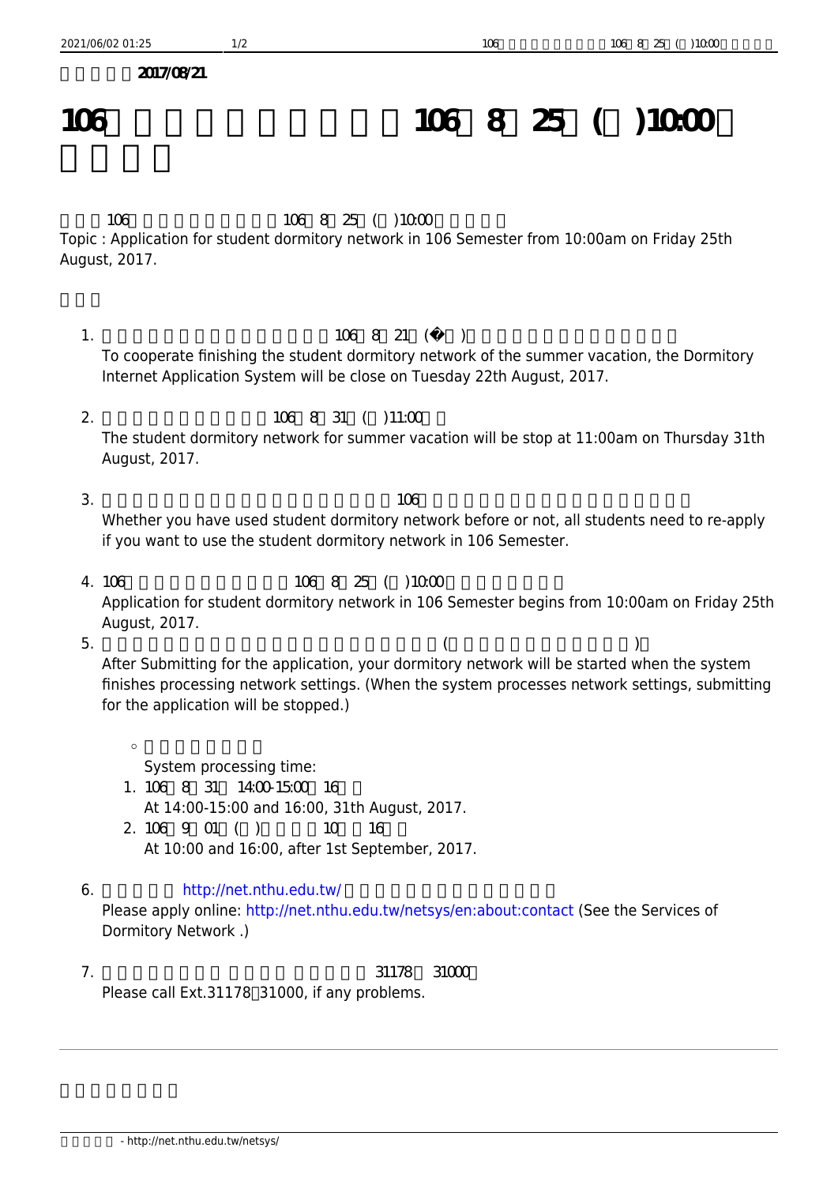2017/08/21

# 106 106 8 25 ( )10:00

106 106 8 25 ( )10:00

Topic : Application for student dormitory network in 106 Semester from 10:00am on Friday 25th August, 2017.

1. 106 8 21 (� )
   To cooperate finishing the student dormitory network of the summer vacation, the Dormitory Internet Application System will be close on Tuesday 22th August, 2017.

2. 106 8 31 ( )11:00
   The student dormitory network for summer vacation will be stop at 11:00am on Thursday 31th August, 2017.

3. 106
   Whether you have used student dormitory network before or not, all students need to re-apply if you want to use the student dormitory network in 106 Semester.

4. 106 106 8 25 ( )10:00
   Application for student dormitory network in 106 Semester begins from 10:00am on Friday 25th August, 2017.

5. ( )
   After Submitting for the application, your dormitory network will be started when the system finishes processing network settings. (When the system processes network settings, submitting for the application will be stopped.)

   - System processing time:
     1. 106 8 31 14:00-15:00 16
        At 14:00-15:00 and 16:00, 31th August, 2017.
     2. 106 9 01 ( ) 10 16
        At 10:00 and 16:00, after 1st September, 2017.

6. http://net.nthu.edu.tw/
   Please apply online: http://net.nthu.edu.tw/netsys/en:about:contact (See the Services of Dormitory Network .)

7. 31178 31000
   Please call Ext.31178 31000, if any problems.

---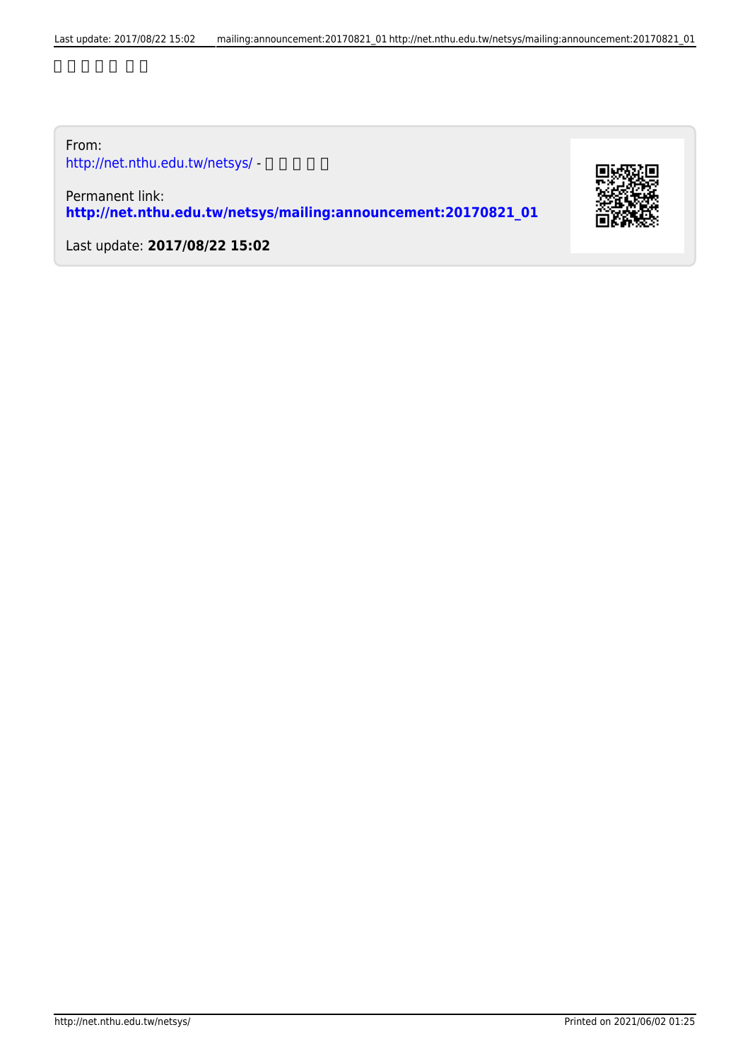□□□□□ □□

From:
http://net.nthu.edu.tw/netsys/ - □□□□□

Permanent link:
**http://net.nthu.edu.tw/netsys/mailing:announcement:20170821_01**

Last update: **2017/08/22 15:02**